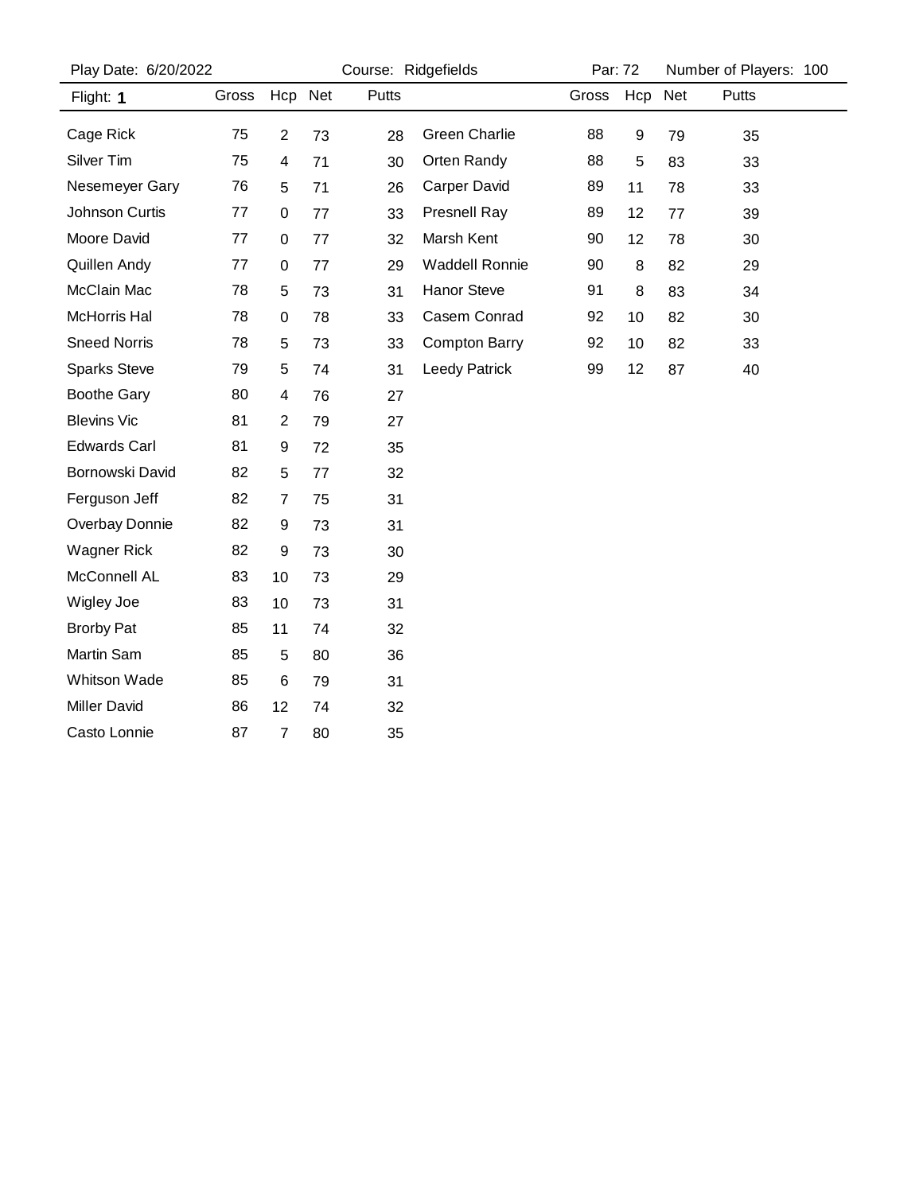Play Date: 6/20/2022 | Course: Ridgefields | Par: 72 | Number of Players: 100

Flight: **1**

| Name | Gross | Hcp | Net | Putts |
|---|---|---|---|---|
| Cage Rick | 75 | 2 | 73 | 28 |
| Silver Tim | 75 | 4 | 71 | 30 |
| Nesemeyer Gary | 76 | 5 | 71 | 26 |
| Johnson Curtis | 77 | 0 | 77 | 33 |
| Moore David | 77 | 0 | 77 | 32 |
| Quillen Andy | 77 | 0 | 77 | 29 |
| McClain Mac | 78 | 5 | 73 | 31 |
| McHorris Hal | 78 | 0 | 78 | 33 |
| Sneed Norris | 78 | 5 | 73 | 33 |
| Sparks Steve | 79 | 5 | 74 | 31 |
| Boothe Gary | 80 | 4 | 76 | 27 |
| Blevins Vic | 81 | 2 | 79 | 27 |
| Edwards Carl | 81 | 9 | 72 | 35 |
| Bornowski David | 82 | 5 | 77 | 32 |
| Ferguson Jeff | 82 | 7 | 75 | 31 |
| Overbay Donnie | 82 | 9 | 73 | 31 |
| Wagner Rick | 82 | 9 | 73 | 30 |
| McConnell AL | 83 | 10 | 73 | 29 |
| Wigley Joe | 83 | 10 | 73 | 31 |
| Brorby Pat | 85 | 11 | 74 | 32 |
| Martin Sam | 85 | 5 | 80 | 36 |
| Whitson Wade | 85 | 6 | 79 | 31 |
| Miller David | 86 | 12 | 74 | 32 |
| Casto Lonnie | 87 | 7 | 80 | 35 |
| Green Charlie | 88 | 9 | 79 | 35 |
| Orten Randy | 88 | 5 | 83 | 33 |
| Carper David | 89 | 11 | 78 | 33 |
| Presnell Ray | 89 | 12 | 77 | 39 |
| Marsh Kent | 90 | 12 | 78 | 30 |
| Waddell Ronnie | 90 | 8 | 82 | 29 |
| Hanor Steve | 91 | 8 | 83 | 34 |
| Casem Conrad | 92 | 10 | 82 | 30 |
| Compton Barry | 92 | 10 | 82 | 33 |
| Leedy Patrick | 99 | 12 | 87 | 40 |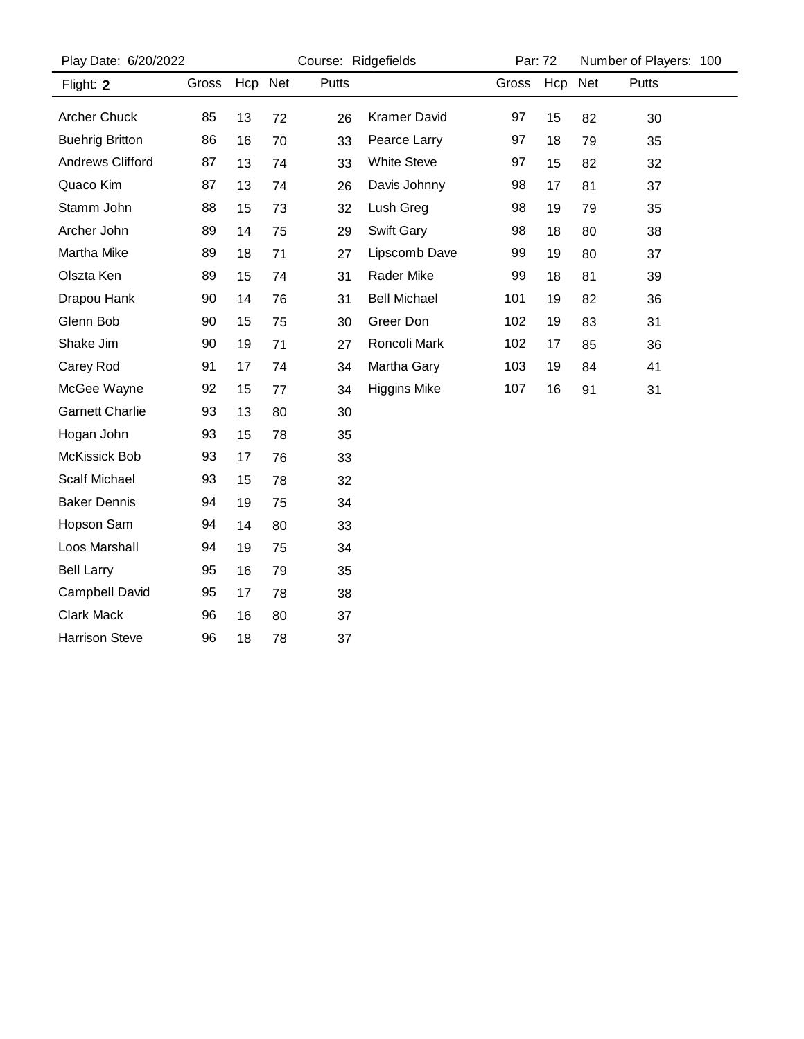Play Date: 6/20/2022 Course: Ridgefields Par: 72 Number of Players: 100

Flight: **2**

| Name | Gross | Hcp | Net | Putts |
|---|---|---|---|---|
| Archer Chuck | 85 | 13 | 72 | 26 |
| Buehrig Britton | 86 | 16 | 70 | 33 |
| Andrews Clifford | 87 | 13 | 74 | 33 |
| Quaco Kim | 87 | 13 | 74 | 26 |
| Stamm John | 88 | 15 | 73 | 32 |
| Archer John | 89 | 14 | 75 | 29 |
| Martha Mike | 89 | 18 | 71 | 27 |
| Olszta Ken | 89 | 15 | 74 | 31 |
| Drapou Hank | 90 | 14 | 76 | 31 |
| Glenn Bob | 90 | 15 | 75 | 30 |
| Shake Jim | 90 | 19 | 71 | 27 |
| Carey Rod | 91 | 17 | 74 | 34 |
| McGee Wayne | 92 | 15 | 77 | 34 |
| Garnett Charlie | 93 | 13 | 80 | 30 |
| Hogan John | 93 | 15 | 78 | 35 |
| McKissick Bob | 93 | 17 | 76 | 33 |
| Scalf Michael | 93 | 15 | 78 | 32 |
| Baker Dennis | 94 | 19 | 75 | 34 |
| Hopson Sam | 94 | 14 | 80 | 33 |
| Loos Marshall | 94 | 19 | 75 | 34 |
| Bell Larry | 95 | 16 | 79 | 35 |
| Campbell David | 95 | 17 | 78 | 38 |
| Clark Mack | 96 | 16 | 80 | 37 |
| Harrison Steve | 96 | 18 | 78 | 37 |
| Kramer David | 97 | 15 | 82 | 30 |
| Pearce Larry | 97 | 18 | 79 | 35 |
| White Steve | 97 | 15 | 82 | 32 |
| Davis Johnny | 98 | 17 | 81 | 37 |
| Lush Greg | 98 | 19 | 79 | 35 |
| Swift Gary | 98 | 18 | 80 | 38 |
| Lipscomb Dave | 99 | 19 | 80 | 37 |
| Rader Mike | 99 | 18 | 81 | 39 |
| Bell Michael | 101 | 19 | 82 | 36 |
| Greer Don | 102 | 19 | 83 | 31 |
| Roncoli Mark | 102 | 17 | 85 | 36 |
| Martha Gary | 103 | 19 | 84 | 41 |
| Higgins Mike | 107 | 16 | 91 | 31 |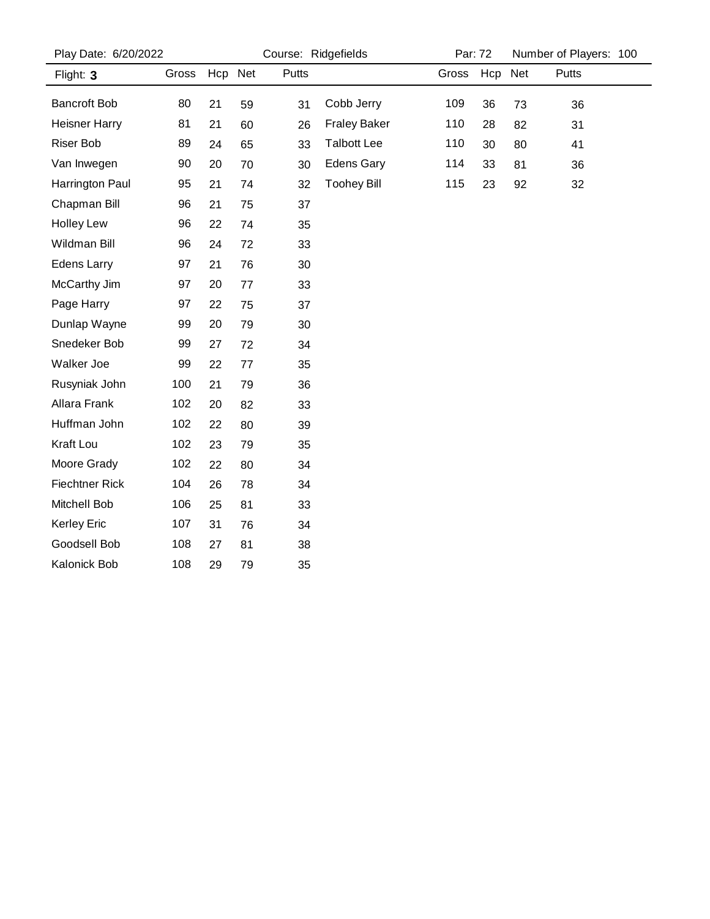Play Date: 6/20/2022 Course: Ridgefields Par: 72 Number of Players: 100

| Flight: **3** | Gross | Hcp | Net | Putts |
|---|---|---|---|---|
| Bancroft Bob | 80 | 21 | 59 | 31 |
| Heisner Harry | 81 | 21 | 60 | 26 |
| Riser Bob | 89 | 24 | 65 | 33 |
| Van Inwegen | 90 | 20 | 70 | 30 |
| Harrington Paul | 95 | 21 | 74 | 32 |
| Chapman Bill | 96 | 21 | 75 | 37 |
| Holley Lew | 96 | 22 | 74 | 35 |
| Wildman Bill | 96 | 24 | 72 | 33 |
| Edens Larry | 97 | 21 | 76 | 30 |
| McCarthy Jim | 97 | 20 | 77 | 33 |
| Page Harry | 97 | 22 | 75 | 37 |
| Dunlap Wayne | 99 | 20 | 79 | 30 |
| Snedeker Bob | 99 | 27 | 72 | 34 |
| Walker Joe | 99 | 22 | 77 | 35 |
| Rusyniak John | 100 | 21 | 79 | 36 |
| Allara Frank | 102 | 20 | 82 | 33 |
| Huffman John | 102 | 22 | 80 | 39 |
| Kraft Lou | 102 | 23 | 79 | 35 |
| Moore Grady | 102 | 22 | 80 | 34 |
| Fiechtner Rick | 104 | 26 | 78 | 34 |
| Mitchell Bob | 106 | 25 | 81 | 33 |
| Kerley Eric | 107 | 31 | 76 | 34 |
| Goodsell Bob | 108 | 27 | 81 | 38 |
| Kalonick Bob | 108 | 29 | 79 | 35 |
| Cobb Jerry | 109 | 36 | 73 | 36 |
| Fraley Baker | 110 | 28 | 82 | 31 |
| Talbott Lee | 110 | 30 | 80 | 41 |
| Edens Gary | 114 | 33 | 81 | 36 |
| Toohey Bill | 115 | 23 | 92 | 32 |